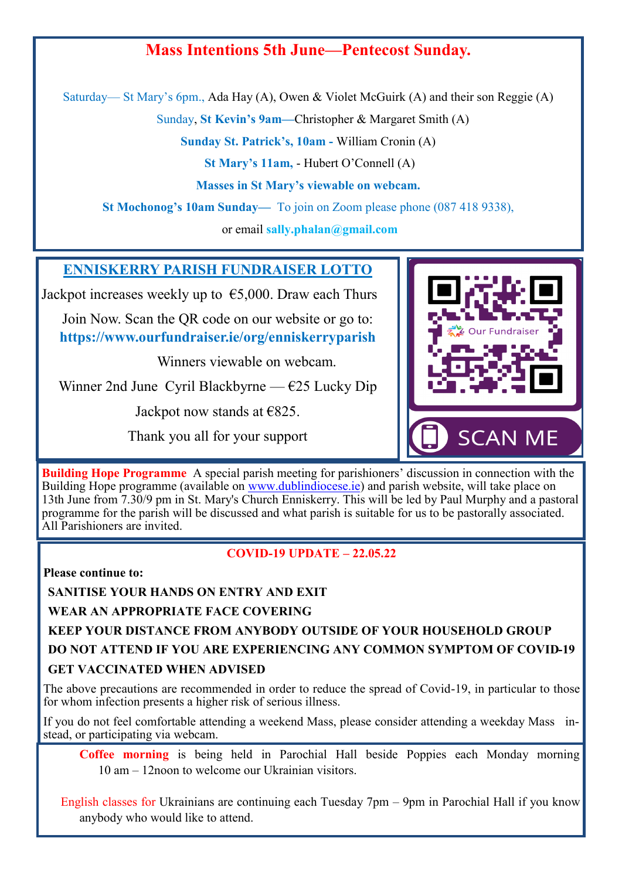## Mass Intentions 5th June—Pentecost Sunday.

Saturday— St Mary's 6pm., Ada Hay (A), Owen & Violet McGuirk (A) and their son Reggie (A)

Sunday, **St Kevin's 9am**—Christopher & Margaret Smith (A)

**Sunday St. Patrick's, 10am -** William Cronin (A)

**St Mary's 11am,** - Hubert O'Connell (A)

**Masses in St Mary's viewable on webcam.**

**St Mochonog's 10am Sunday**— To join on Zoom please phone (087 418 9338),

or email **sally.phalan@gmail.com**

## ENNISKERRY PARISH FUNDRAISER LOTTO

Jackpot increases weekly up to €5,000. Draw each Thurs

Join Now. Scan the QR code on our website or go to:
**https://www.ourfundraiser.ie/org/enniskerryparish**

Winners viewable on webcam.

Winner 2nd June Cyril Blackbyrne — €25 Lucky Dip

Jackpot now stands at €825.

Thank you all for your support

Our Fundraiser

SCAN ME

**Building Hope Programme** A special parish meeting for parishioners' discussion in connection with the Building Hope programme (available on www.dublindiocese.ie) and parish website, will take place on 13th June from 7.30/9 pm in St. Mary's Church Enniskerry. This will be led by Paul Murphy and a pastoral programme for the parish will be discussed and what parish is suitable for us to be pastorally associated. All Parishioners are invited.

**COVID-19 UPDATE – 22.05.22**

**Please continue to:**

**SANITISE YOUR HANDS ON ENTRY AND EXIT**
**WEAR AN APPROPRIATE FACE COVERING**
**KEEP YOUR DISTANCE FROM ANYBODY OUTSIDE OF YOUR HOUSEHOLD GROUP**
**DO NOT ATTEND IF YOU ARE EXPERIENCING ANY COMMON SYMPTOM OF COVID-19**
**GET VACCINATED WHEN ADVISED**

The above precautions are recommended in order to reduce the spread of Covid-19, in particular to those for whom infection presents a higher risk of serious illness.

If you do not feel comfortable attending a weekend Mass, please consider attending a weekday Mass instead, or participating via webcam.

**Coffee morning** is being held in Parochial Hall beside Poppies each Monday morning 10 am – 12noon to welcome our Ukrainian visitors.

English classes for Ukrainians are continuing each Tuesday 7pm – 9pm in Parochial Hall if you know anybody who would like to attend.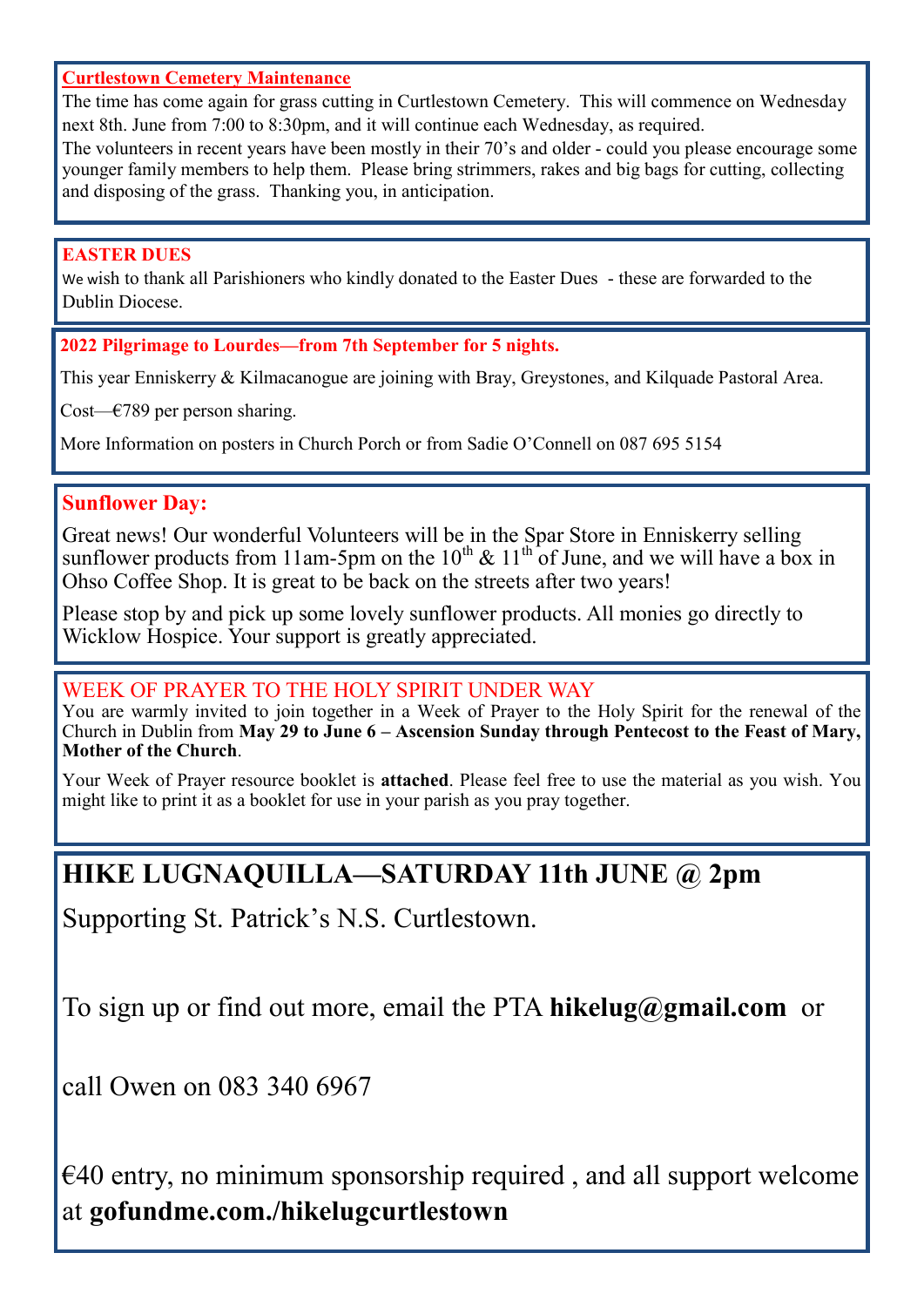## Curtlestown Cemetery Maintenance

The time has come again for grass cutting in Curtlestown Cemetery. This will commence on Wednesday next 8th. June from 7:00 to 8:30pm, and it will continue each Wednesday, as required.

The volunteers in recent years have been mostly in their 70's and older - could you please encourage some younger family members to help them. Please bring strimmers, rakes and big bags for cutting, collecting and disposing of the grass. Thanking you, in anticipation.

## EASTER DUES

We wish to thank all Parishioners who kindly donated to the Easter Dues - these are forwarded to the Dublin Diocese.

## 2022 Pilgrimage to Lourdes—from 7th September for 5 nights.

This year Enniskerry & Kilmacanogue are joining with Bray, Greystones, and Kilquade Pastoral Area.

Cost—€789 per person sharing.

More Information on posters in Church Porch or from Sadie O'Connell on 087 695 5154

## Sunflower Day:

Great news! Our wonderful Volunteers will be in the Spar Store in Enniskerry selling sunflower products from 11am-5pm on the 10th & 11th of June, and we will have a box in Ohso Coffee Shop. It is great to be back on the streets after two years!

Please stop by and pick up some lovely sunflower products. All monies go directly to Wicklow Hospice. Your support is greatly appreciated.

## WEEK OF PRAYER TO THE HOLY SPIRIT UNDER WAY

You are warmly invited to join together in a Week of Prayer to the Holy Spirit for the renewal of the Church in Dublin from **May 29 to June 6 – Ascension Sunday through Pentecost to the Feast of Mary, Mother of the Church**.

Your Week of Prayer resource booklet is **attached**. Please feel free to use the material as you wish. You might like to print it as a booklet for use in your parish as you pray together.

## HIKE LUGNAQUILLA—SATURDAY 11th JUNE @ 2pm

Supporting St. Patrick's N.S. Curtlestown.

To sign up or find out more, email the PTA **hikelug@gmail.com** or

call Owen on 083 340 6967

€40 entry, no minimum sponsorship required , and all support welcome at **gofundme.com./hikelugcurtlestown**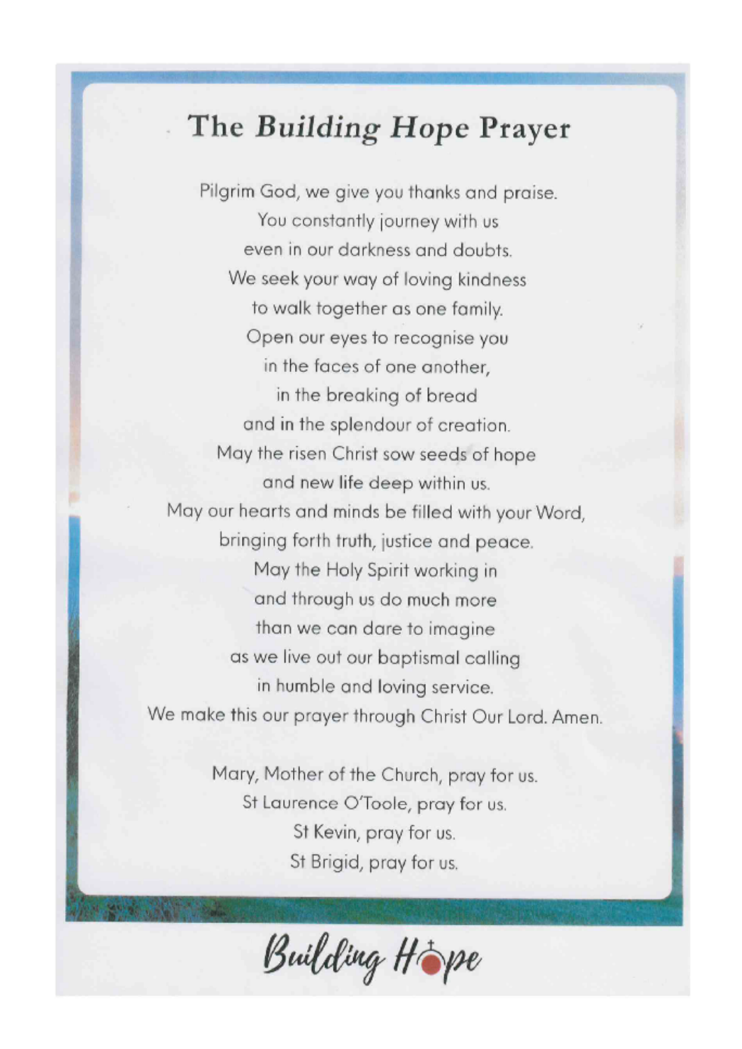# The *Building Hope* Prayer

Pilgrim God, we give you thanks and praise.
You constantly journey with us
even in our darkness and doubts.
We seek your way of loving kindness
to walk together as one family.
Open our eyes to recognise you
in the faces of one another,
in the breaking of bread
and in the splendour of creation.
May the risen Christ sow seeds of hope
and new life deep within us.
May our hearts and minds be filled with your Word,
bringing forth truth, justice and peace.
May the Holy Spirit working in
and through us do much more
than we can dare to imagine
as we live out our baptismal calling
in humble and loving service.
We make this our prayer through Christ Our Lord. Amen.

Mary, Mother of the Church, pray for us.
St Laurence O'Toole, pray for us.
St Kevin, pray for us.
St Brigid, pray for us.

Building Hope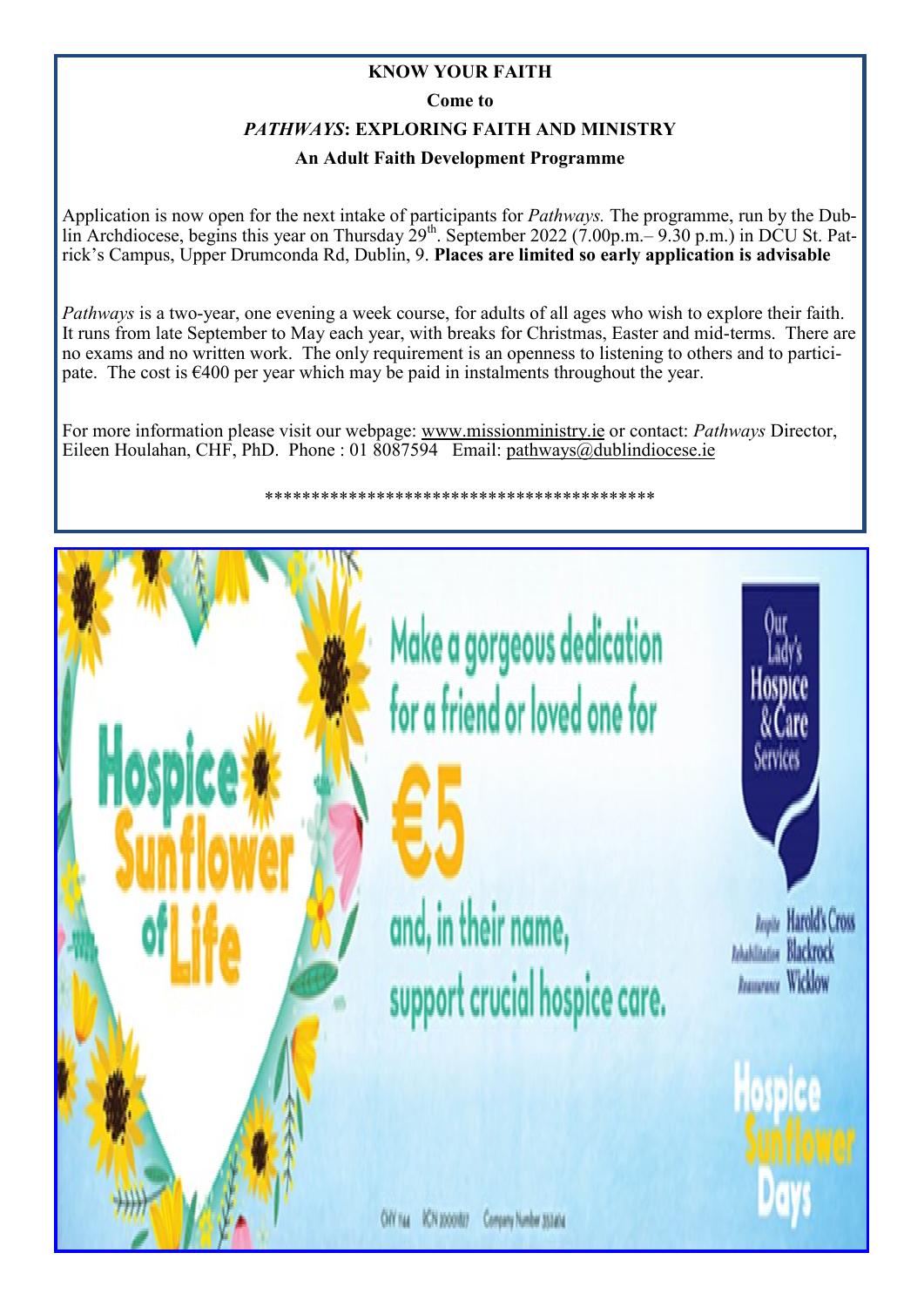**KNOW YOUR FAITH**

**Come to**

***PATHWAYS*: EXPLORING FAITH AND MINISTRY**

**An Adult Faith Development Programme**

Application is now open for the next intake of participants for *Pathways.* The programme, run by the Dublin Archdiocese, begins this year on Thursday 29th. September 2022 (7.00p.m.– 9.30 p.m.) in DCU St. Patrick's Campus, Upper Drumconda Rd, Dublin, 9. **Places are limited so early application is advisable**

*Pathways* is a two-year, one evening a week course, for adults of all ages who wish to explore their faith. It runs from late September to May each year, with breaks for Christmas, Easter and mid-terms. There are no exams and no written work. The only requirement is an openness to listening to others and to participate. The cost is €400 per year which may be paid in instalments throughout the year.

For more information please visit our webpage: www.missionministry.ie or contact: *Pathways* Director, Eileen Houlahan, CHF, PhD. Phone : 01 8087594 Email: pathways@dublindiocese.ie

\*\*\*\*\*\*\*\*\*\*\*\*\*\*\*\*\*\*\*\*\*\*\*\*\*\*\*\*\*\*\*\*\*\*\*\*\*\*\*\*\*\*\*\*

Hospice Sunflower of Life

Make a gorgeous dedication for a friend or loved one for €5 and, in their name, support crucial hospice care.

Our Lady's Hospice & Care Services

Hospice Harold's Cross
Rehabilitation Blackrock
Reassurance Wicklow

Hospice Sunflower Days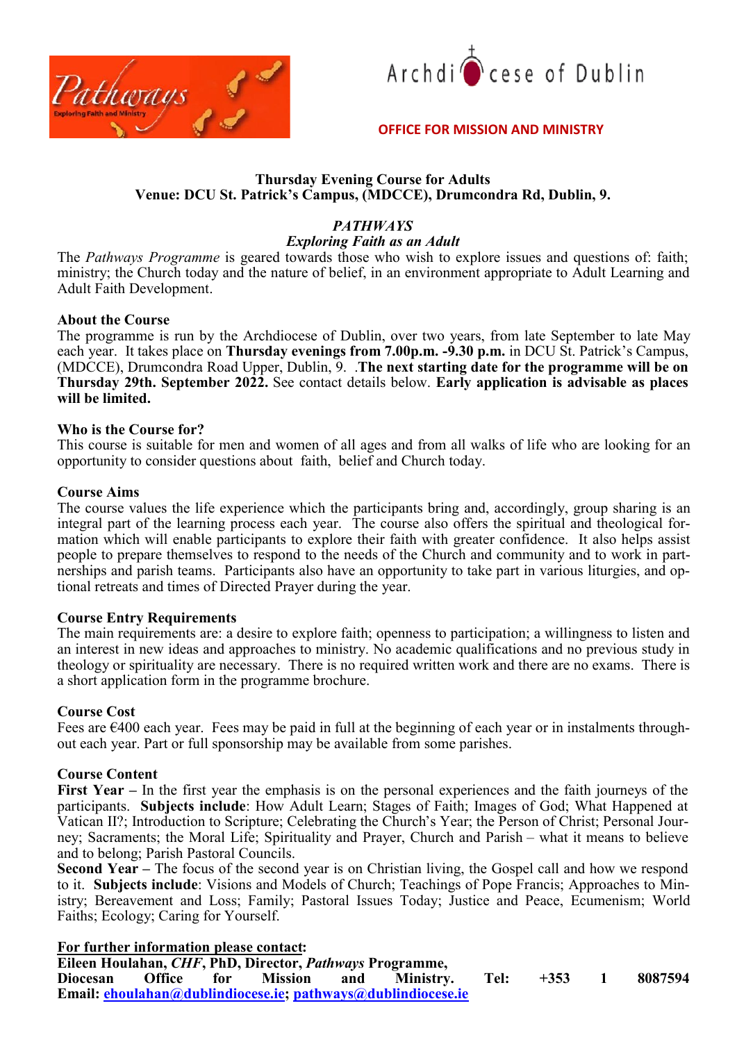Pathways
Exploring Faith and Ministry

Archdiocese of Dublin

**OFFICE FOR MISSION AND MINISTRY**

**Thursday Evening Course for Adults**
**Venue: DCU St. Patrick's Campus, (MDCCE), Drumcondra Rd, Dublin, 9.**

***PATHWAYS***
***Exploring Faith as an Adult***

The *Pathways Programme* is geared towards those who wish to explore issues and questions of: faith; ministry; the Church today and the nature of belief, in an environment appropriate to Adult Learning and Adult Faith Development.

**About the Course**
The programme is run by the Archdiocese of Dublin, over two years, from late September to late May each year. It takes place on **Thursday evenings from 7.00p.m. -9.30 p.m.** in DCU St. Patrick's Campus, (MDCCE), Drumcondra Road Upper, Dublin, 9. .**The next starting date for the programme will be on Thursday 29th. September 2022.** See contact details below. **Early application is advisable as places will be limited.**

**Who is the Course for?**
This course is suitable for men and women of all ages and from all walks of life who are looking for an opportunity to consider questions about faith, belief and Church today.

**Course Aims**
The course values the life experience which the participants bring and, accordingly, group sharing is an integral part of the learning process each year. The course also offers the spiritual and theological formation which will enable participants to explore their faith with greater confidence. It also helps assist people to prepare themselves to respond to the needs of the Church and community and to work in partnerships and parish teams. Participants also have an opportunity to take part in various liturgies, and optional retreats and times of Directed Prayer during the year.

**Course Entry Requirements**
The main requirements are: a desire to explore faith; openness to participation; a willingness to listen and an interest in new ideas and approaches to ministry. No academic qualifications and no previous study in theology or spirituality are necessary. There is no required written work and there are no exams. There is a short application form in the programme brochure.

**Course Cost**
Fees are €400 each year. Fees may be paid in full at the beginning of each year or in instalments throughout each year. Part or full sponsorship may be available from some parishes.

**Course Content**
**First Year –** In the first year the emphasis is on the personal experiences and the faith journeys of the participants. **Subjects include**: How Adult Learn; Stages of Faith; Images of God; What Happened at Vatican II?; Introduction to Scripture; Celebrating the Church's Year; the Person of Christ; Personal Journey; Sacraments; the Moral Life; Spirituality and Prayer, Church and Parish – what it means to believe and to belong; Parish Pastoral Councils.
**Second Year –** The focus of the second year is on Christian living, the Gospel call and how we respond to it. **Subjects include**: Visions and Models of Church; Teachings of Pope Francis; Approaches to Ministry; Bereavement and Loss; Family; Pastoral Issues Today; Justice and Peace, Ecumenism; World Faiths; Ecology; Caring for Yourself.

**For further information please contact:**
**Eileen Houlahan, *CHF*, PhD, Director, *Pathways* Programme,**
**Diocesan Office for Mission and Ministry. Tel: +353 1 8087594**
**Email: ehoulahan@dublindiocese.ie; pathways@dublindiocese.ie**